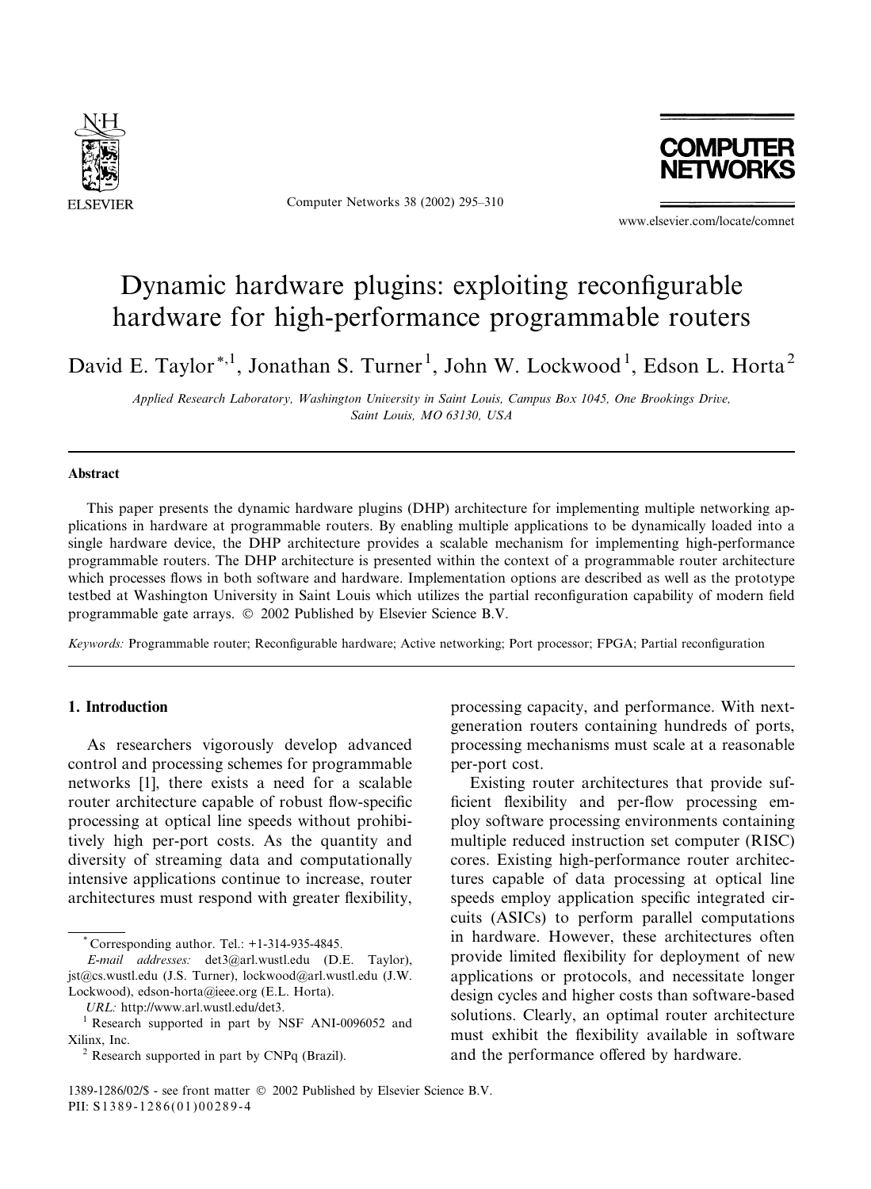# Dynamic hardware plugins: exploiting reconfigurable hardware for high-performance programmable routers

David E. Taylor [*,1], Jonathan S. Turner [1], John W. Lockwood [1], Edson L. Horta [2]

*Applied Research Laboratory, Washington University in Saint Louis, Campus Box 1045, One Brookings Drive, Saint Louis, MO 63130, USA*

## Abstract

This paper presents the dynamic hardware plugins (DHP) architecture for implementing multiple networking applications in hardware at programmable routers. By enabling multiple applications to be dynamically loaded into a single hardware device, the DHP architecture provides a scalable mechanism for implementing high-performance programmable routers. The DHP architecture is presented within the context of a programmable router architecture which processes flows in both software and hardware. Implementation options are described as well as the prototype testbed at Washington University in Saint Louis which utilizes the partial reconfiguration capability of modern field programmable gate arrays. © 2002 Published by Elsevier Science B.V.

*Keywords:* Programmable router; Reconfigurable hardware; Active networking; Port processor; FPGA; Partial reconfiguration

## 1. Introduction

As researchers vigorously develop advanced control and processing schemes for programmable networks [1], there exists a need for a scalable router architecture capable of robust flow-specific processing at optical line speeds without prohibitively high per-port costs. As the quantity and diversity of streaming data and computationally intensive applications continue to increase, router architectures must respond with greater flexibility, processing capacity, and performance. With next-generation routers containing hundreds of ports, processing mechanisms must scale at a reasonable per-port cost.

Existing router architectures that provide sufficient flexibility and per-flow processing employ software processing environments containing multiple reduced instruction set computer (RISC) cores. Existing high-performance router architectures capable of data processing at optical line speeds employ application specific integrated circuits (ASICs) to perform parallel computations in hardware. However, these architectures often provide limited flexibility for deployment of new applications or protocols, and necessitate longer design cycles and higher costs than software-based solutions. Clearly, an optimal router architecture must exhibit the flexibility available in software and the performance offered by hardware.

---

\* Corresponding author. Tel.: +1-314-935-4845.

*E-mail addresses:* det3@arl.wustl.edu (D.E. Taylor), jst@cs.wustl.edu (J.S. Turner), lockwood@arl.wustl.edu (J.W. Lockwood), edson-horta@ieee.org (E.L. Horta).

*URL:* http://www.arl.wustl.edu/det3.

[1] Research supported in part by NSF ANI-0096052 and Xilinx, Inc.

[2] Research supported in part by CNPq (Brazil).

1389-1286/02/$ - see front matter © 2002 Published by Elsevier Science B.V.
PII: S1389-1286(01)00289-4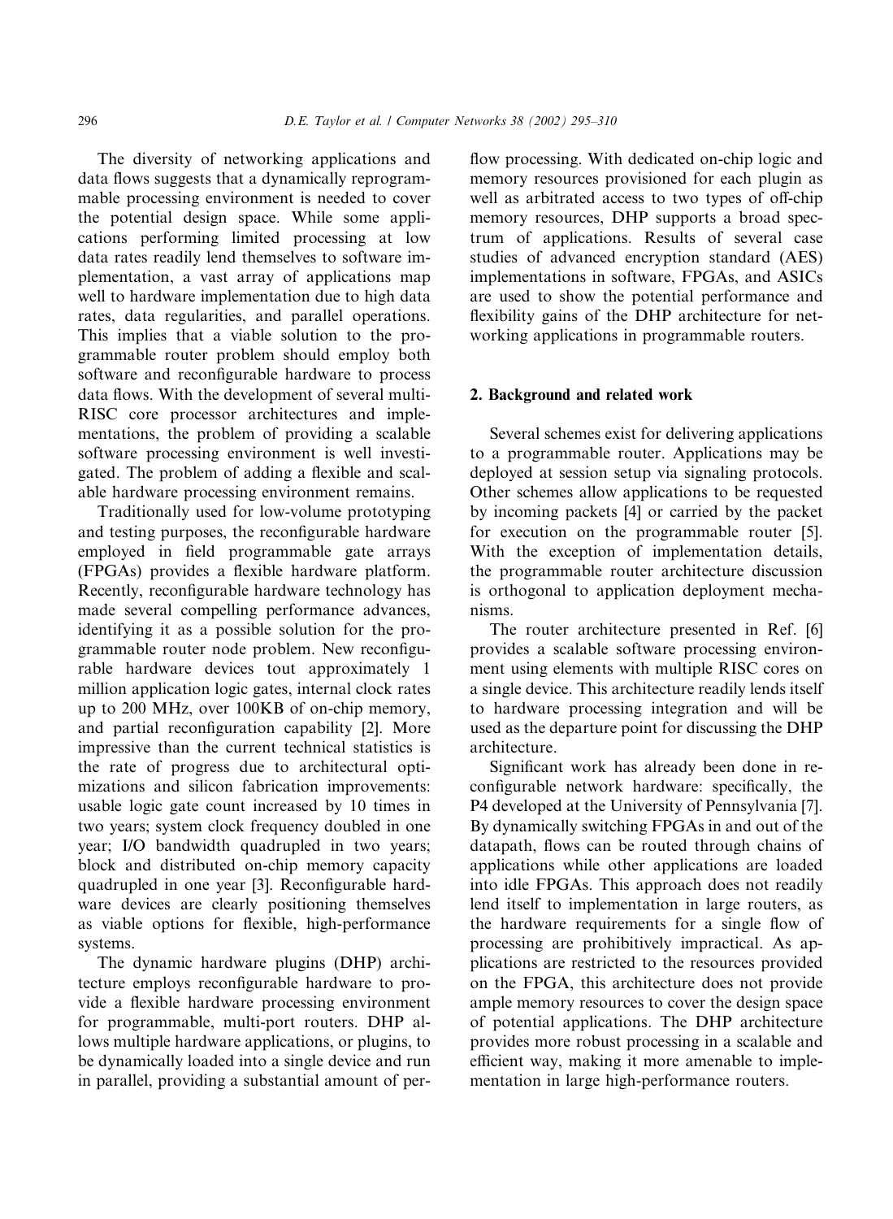The diversity of networking applications and data flows suggests that a dynamically reprogrammable processing environment is needed to cover the potential design space. While some applications performing limited processing at low data rates readily lend themselves to software implementation, a vast array of applications map well to hardware implementation due to high data rates, data regularities, and parallel operations. This implies that a viable solution to the programmable router problem should employ both software and reconfigurable hardware to process data flows. With the development of several multi-RISC core processor architectures and implementations, the problem of providing a scalable software processing environment is well investigated. The problem of adding a flexible and scalable hardware processing environment remains.

Traditionally used for low-volume prototyping and testing purposes, the reconfigurable hardware employed in field programmable gate arrays (FPGAs) provides a flexible hardware platform. Recently, reconfigurable hardware technology has made several compelling performance advances, identifying it as a possible solution for the programmable router node problem. New reconfigurable hardware devices tout approximately 1 million application logic gates, internal clock rates up to 200 MHz, over 100KB of on-chip memory, and partial reconfiguration capability [2]. More impressive than the current technical statistics is the rate of progress due to architectural optimizations and silicon fabrication improvements: usable logic gate count increased by 10 times in two years; system clock frequency doubled in one year; I/O bandwidth quadrupled in two years; block and distributed on-chip memory capacity quadrupled in one year [3]. Reconfigurable hardware devices are clearly positioning themselves as viable options for flexible, high-performance systems.

The dynamic hardware plugins (DHP) architecture employs reconfigurable hardware to provide a flexible hardware processing environment for programmable, multi-port routers. DHP allows multiple hardware applications, or plugins, to be dynamically loaded into a single device and run in parallel, providing a substantial amount of per-flow processing. With dedicated on-chip logic and memory resources provisioned for each plugin as well as arbitrated access to two types of off-chip memory resources, DHP supports a broad spectrum of applications. Results of several case studies of advanced encryption standard (AES) implementations in software, FPGAs, and ASICs are used to show the potential performance and flexibility gains of the DHP architecture for networking applications in programmable routers.

## 2. Background and related work

Several schemes exist for delivering applications to a programmable router. Applications may be deployed at session setup via signaling protocols. Other schemes allow applications to be requested by incoming packets [4] or carried by the packet for execution on the programmable router [5]. With the exception of implementation details, the programmable router architecture discussion is orthogonal to application deployment mechanisms.

The router architecture presented in Ref. [6] provides a scalable software processing environment using elements with multiple RISC cores on a single device. This architecture readily lends itself to hardware processing integration and will be used as the departure point for discussing the DHP architecture.

Significant work has already been done in reconfigurable network hardware: specifically, the P4 developed at the University of Pennsylvania [7]. By dynamically switching FPGAs in and out of the datapath, flows can be routed through chains of applications while other applications are loaded into idle FPGAs. This approach does not readily lend itself to implementation in large routers, as the hardware requirements for a single flow of processing are prohibitively impractical. As applications are restricted to the resources provided on the FPGA, this architecture does not provide ample memory resources to cover the design space of potential applications. The DHP architecture provides more robust processing in a scalable and efficient way, making it more amenable to implementation in large high-performance routers.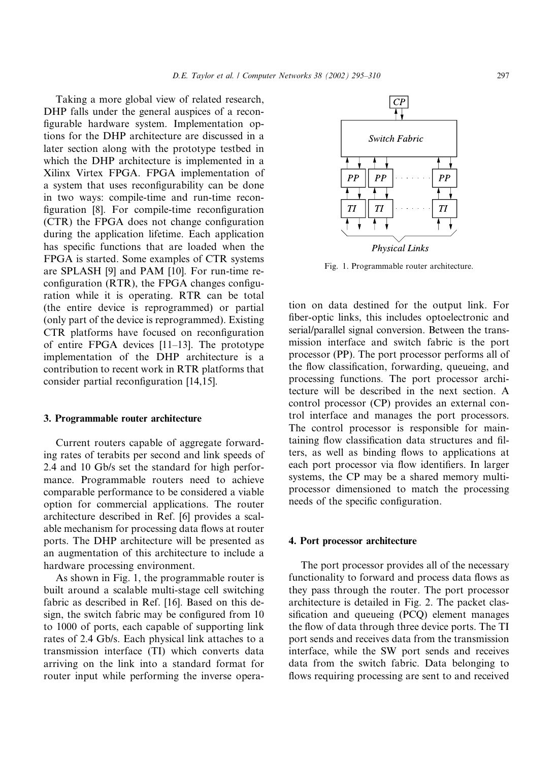Taking a more global view of related research, DHP falls under the general auspices of a reconfigurable hardware system. Implementation options for the DHP architecture are discussed in a later section along with the prototype testbed in which the DHP architecture is implemented in a Xilinx Virtex FPGA. FPGA implementation of a system that uses reconfigurability can be done in two ways: compile-time and run-time reconfiguration [8]. For compile-time reconfiguration (CTR) the FPGA does not change configuration during the application lifetime. Each application has specific functions that are loaded when the FPGA is started. Some examples of CTR systems are SPLASH [9] and PAM [10]. For run-time reconfiguration (RTR), the FPGA changes configuration while it is operating. RTR can be total (the entire device is reprogrammed) or partial (only part of the device is reprogrammed). Existing CTR platforms have focused on reconfiguration of entire FPGA devices [11–13]. The prototype implementation of the DHP architecture is a contribution to recent work in RTR platforms that consider partial reconfiguration [14,15].

## 3. Programmable router architecture

Current routers capable of aggregate forwarding rates of terabits per second and link speeds of 2.4 and 10 Gb/s set the standard for high performance. Programmable routers need to achieve comparable performance to be considered a viable option for commercial applications. The router architecture described in Ref. [6] provides a scalable mechanism for processing data flows at router ports. The DHP architecture will be presented as an augmentation of this architecture to include a hardware processing environment.

As shown in Fig. 1, the programmable router is built around a scalable multi-stage cell switching fabric as described in Ref. [16]. Based on this design, the switch fabric may be configured from 10 to 1000 of ports, each capable of supporting link rates of 2.4 Gb/s. Each physical link attaches to a transmission interface (TI) which converts data arriving on the link into a standard format for router input while performing the inverse operation on data destined for the output link. For fiber-optic links, this includes optoelectronic and serial/parallel signal conversion. Between the transmission interface and switch fabric is the port processor (PP). The port processor performs all of the flow classification, forwarding, queueing, and processing functions. The port processor architecture will be described in the next section. A control processor (CP) provides an external control interface and manages the port processors. The control processor is responsible for maintaining flow classification data structures and filters, as well as binding flows to applications at each port processor via flow identifiers. In larger systems, the CP may be a shared memory multiprocessor dimensioned to match the processing needs of the specific configuration.

Fig. 1. Programmable router architecture.

## 4. Port processor architecture

The port processor provides all of the necessary functionality to forward and process data flows as they pass through the router. The port processor architecture is detailed in Fig. 2. The packet classification and queueing (PCQ) element manages the flow of data through three device ports. The TI port sends and receives data from the transmission interface, while the SW port sends and receives data from the switch fabric. Data belonging to flows requiring processing are sent to and received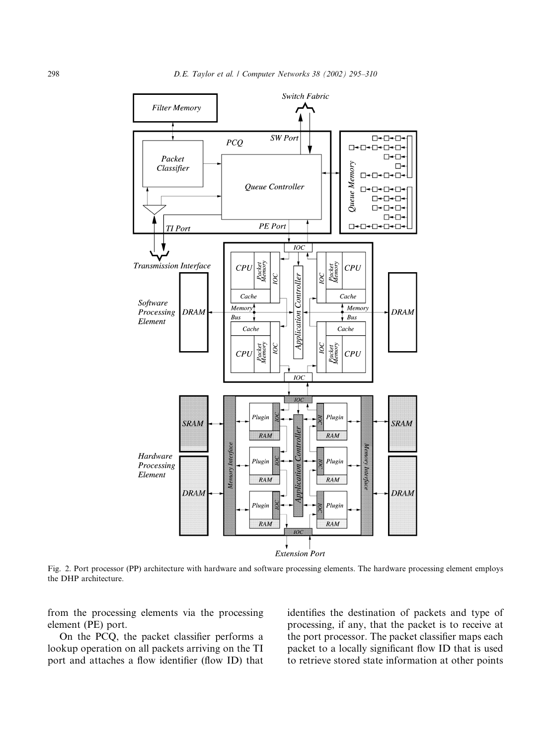Fig. 2. Port processor (PP) architecture with hardware and software processing elements. The hardware processing element employs the DHP architecture.

from the processing elements via the processing element (PE) port.

On the PCQ, the packet classifier performs a lookup operation on all packets arriving on the TI port and attaches a flow identifier (flow ID) that identifies the destination of packets and type of processing, if any, that the packet is to receive at the port processor. The packet classifier maps each packet to a locally significant flow ID that is used to retrieve stored state information at other points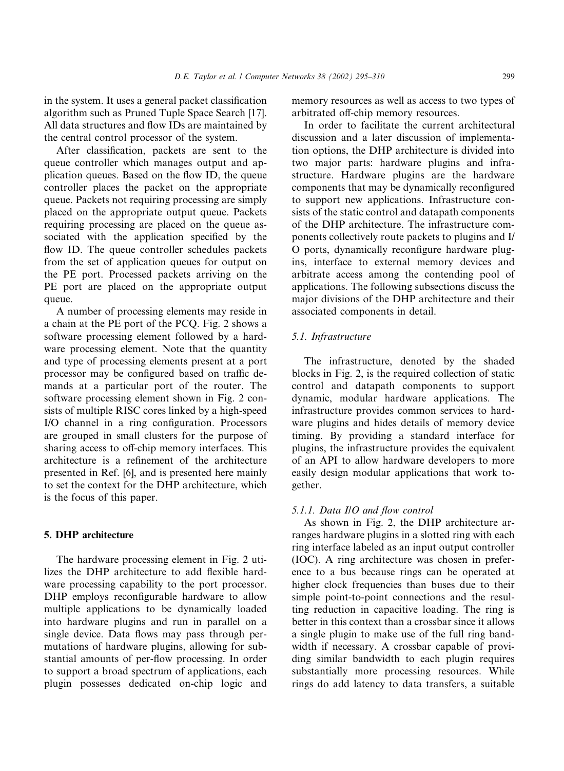in the system. It uses a general packet classification algorithm such as Pruned Tuple Space Search [17]. All data structures and flow IDs are maintained by the central control processor of the system.

After classification, packets are sent to the queue controller which manages output and application queues. Based on the flow ID, the queue controller places the packet on the appropriate queue. Packets not requiring processing are simply placed on the appropriate output queue. Packets requiring processing are placed on the queue associated with the application specified by the flow ID. The queue controller schedules packets from the set of application queues for output on the PE port. Processed packets arriving on the PE port are placed on the appropriate output queue.

A number of processing elements may reside in a chain at the PE port of the PCQ. Fig. 2 shows a software processing element followed by a hardware processing element. Note that the quantity and type of processing elements present at a port processor may be configured based on traffic demands at a particular port of the router. The software processing element shown in Fig. 2 consists of multiple RISC cores linked by a high-speed I/O channel in a ring configuration. Processors are grouped in small clusters for the purpose of sharing access to off-chip memory interfaces. This architecture is a refinement of the architecture presented in Ref. [6], and is presented here mainly to set the context for the DHP architecture, which is the focus of this paper.

## 5. DHP architecture

The hardware processing element in Fig. 2 utilizes the DHP architecture to add flexible hardware processing capability to the port processor. DHP employs reconfigurable hardware to allow multiple applications to be dynamically loaded into hardware plugins and run in parallel on a single device. Data flows may pass through permutations of hardware plugins, allowing for substantial amounts of per-flow processing. In order to support a broad spectrum of applications, each plugin possesses dedicated on-chip logic and memory resources as well as access to two types of arbitrated off-chip memory resources.

In order to facilitate the current architectural discussion and a later discussion of implementation options, the DHP architecture is divided into two major parts: hardware plugins and infrastructure. Hardware plugins are the hardware components that may be dynamically reconfigured to support new applications. Infrastructure consists of the static control and datapath components of the DHP architecture. The infrastructure components collectively route packets to plugins and I/O ports, dynamically reconfigure hardware plugins, interface to external memory devices and arbitrate access among the contending pool of applications. The following subsections discuss the major divisions of the DHP architecture and their associated components in detail.

### 5.1. Infrastructure

The infrastructure, denoted by the shaded blocks in Fig. 2, is the required collection of static control and datapath components to support dynamic, modular hardware applications. The infrastructure provides common services to hardware plugins and hides details of memory device timing. By providing a standard interface for plugins, the infrastructure provides the equivalent of an API to allow hardware developers to more easily design modular applications that work together.

#### 5.1.1. Data I/O and flow control

As shown in Fig. 2, the DHP architecture arranges hardware plugins in a slotted ring with each ring interface labeled as an input output controller (IOC). A ring architecture was chosen in preference to a bus because rings can be operated at higher clock frequencies than buses due to their simple point-to-point connections and the resulting reduction in capacitive loading. The ring is better in this context than a crossbar since it allows a single plugin to make use of the full ring bandwidth if necessary. A crossbar capable of providing similar bandwidth to each plugin requires substantially more processing resources. While rings do add latency to data transfers, a suitable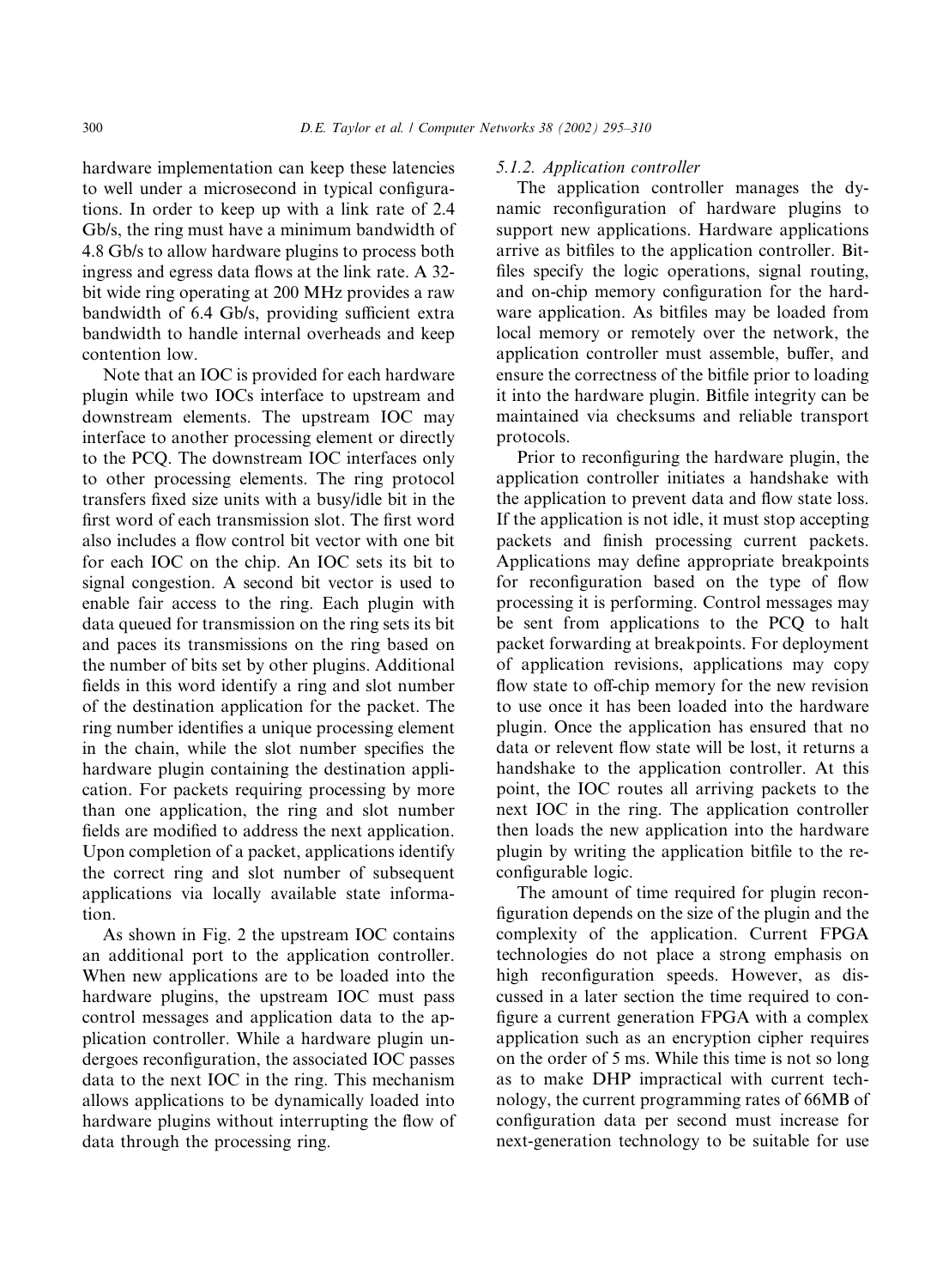hardware implementation can keep these latencies to well under a microsecond in typical configurations. In order to keep up with a link rate of 2.4 Gb/s, the ring must have a minimum bandwidth of 4.8 Gb/s to allow hardware plugins to process both ingress and egress data flows at the link rate. A 32-bit wide ring operating at 200 MHz provides a raw bandwidth of 6.4 Gb/s, providing sufficient extra bandwidth to handle internal overheads and keep contention low.

Note that an IOC is provided for each hardware plugin while two IOCs interface to upstream and downstream elements. The upstream IOC may interface to another processing element or directly to the PCQ. The downstream IOC interfaces only to other processing elements. The ring protocol transfers fixed size units with a busy/idle bit in the first word of each transmission slot. The first word also includes a flow control bit vector with one bit for each IOC on the chip. An IOC sets its bit to signal congestion. A second bit vector is used to enable fair access to the ring. Each plugin with data queued for transmission on the ring sets its bit and paces its transmissions on the ring based on the number of bits set by other plugins. Additional fields in this word identify a ring and slot number of the destination application for the packet. The ring number identifies a unique processing element in the chain, while the slot number specifies the hardware plugin containing the destination application. For packets requiring processing by more than one application, the ring and slot number fields are modified to address the next application. Upon completion of a packet, applications identify the correct ring and slot number of subsequent applications via locally available state information.

As shown in Fig. 2 the upstream IOC contains an additional port to the application controller. When new applications are to be loaded into the hardware plugins, the upstream IOC must pass control messages and application data to the application controller. While a hardware plugin undergoes reconfiguration, the associated IOC passes data to the next IOC in the ring. This mechanism allows applications to be dynamically loaded into hardware plugins without interrupting the flow of data through the processing ring.

#### 5.1.2. Application controller

The application controller manages the dynamic reconfiguration of hardware plugins to support new applications. Hardware applications arrive as bitfiles to the application controller. Bitfiles specify the logic operations, signal routing, and on-chip memory configuration for the hardware application. As bitfiles may be loaded from local memory or remotely over the network, the application controller must assemble, buffer, and ensure the correctness of the bitfile prior to loading it into the hardware plugin. Bitfile integrity can be maintained via checksums and reliable transport protocols.

Prior to reconfiguring the hardware plugin, the application controller initiates a handshake with the application to prevent data and flow state loss. If the application is not idle, it must stop accepting packets and finish processing current packets. Applications may define appropriate breakpoints for reconfiguration based on the type of flow processing it is performing. Control messages may be sent from applications to the PCQ to halt packet forwarding at breakpoints. For deployment of application revisions, applications may copy flow state to off-chip memory for the new revision to use once it has been loaded into the hardware plugin. Once the application has ensured that no data or relevent flow state will be lost, it returns a handshake to the application controller. At this point, the IOC routes all arriving packets to the next IOC in the ring. The application controller then loads the new application into the hardware plugin by writing the application bitfile to the reconfigurable logic.

The amount of time required for plugin reconfiguration depends on the size of the plugin and the complexity of the application. Current FPGA technologies do not place a strong emphasis on high reconfiguration speeds. However, as discussed in a later section the time required to configure a current generation FPGA with a complex application such as an encryption cipher requires on the order of 5 ms. While this time is not so long as to make DHP impractical with current technology, the current programming rates of 66MB of configuration data per second must increase for next-generation technology to be suitable for use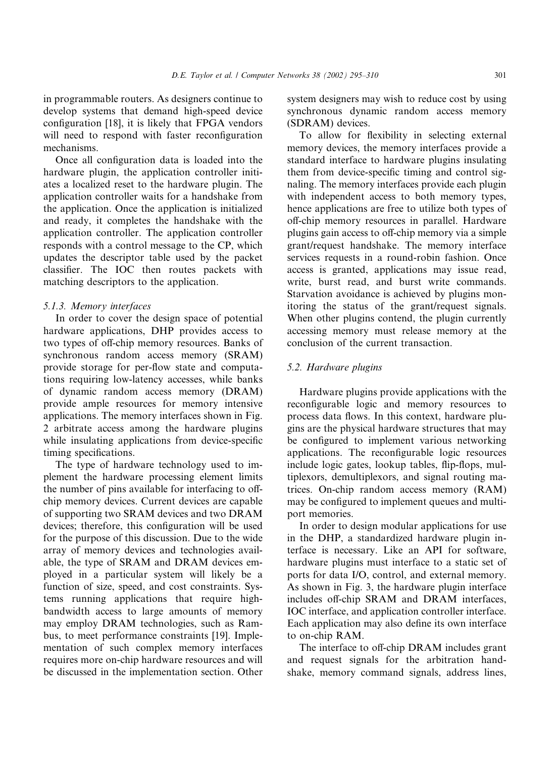in programmable routers. As designers continue to develop systems that demand high-speed device configuration [18], it is likely that FPGA vendors will need to respond with faster reconfiguration mechanisms.

Once all configuration data is loaded into the hardware plugin, the application controller initiates a localized reset to the hardware plugin. The application controller waits for a handshake from the application. Once the application is initialized and ready, it completes the handshake with the application controller. The application controller responds with a control message to the CP, which updates the descriptor table used by the packet classifier. The IOC then routes packets with matching descriptors to the application.

#### 5.1.3. Memory interfaces

In order to cover the design space of potential hardware applications, DHP provides access to two types of off-chip memory resources. Banks of synchronous random access memory (SRAM) provide storage for per-flow state and computations requiring low-latency accesses, while banks of dynamic random access memory (DRAM) provide ample resources for memory intensive applications. The memory interfaces shown in Fig. 2 arbitrate access among the hardware plugins while insulating applications from device-specific timing specifications.

The type of hardware technology used to implement the hardware processing element limits the number of pins available for interfacing to off-chip memory devices. Current devices are capable of supporting two SRAM devices and two DRAM devices; therefore, this configuration will be used for the purpose of this discussion. Due to the wide array of memory devices and technologies available, the type of SRAM and DRAM devices employed in a particular system will likely be a function of size, speed, and cost constraints. Systems running applications that require high-bandwidth access to large amounts of memory may employ DRAM technologies, such as Rambus, to meet performance constraints [19]. Implementation of such complex memory interfaces requires more on-chip hardware resources and will be discussed in the implementation section. Other system designers may wish to reduce cost by using synchronous dynamic random access memory (SDRAM) devices.

To allow for flexibility in selecting external memory devices, the memory interfaces provide a standard interface to hardware plugins insulating them from device-specific timing and control signaling. The memory interfaces provide each plugin with independent access to both memory types, hence applications are free to utilize both types of off-chip memory resources in parallel. Hardware plugins gain access to off-chip memory via a simple grant/request handshake. The memory interface services requests in a round-robin fashion. Once access is granted, applications may issue read, write, burst read, and burst write commands. Starvation avoidance is achieved by plugins monitoring the status of the grant/request signals. When other plugins contend, the plugin currently accessing memory must release memory at the conclusion of the current transaction.

### 5.2. Hardware plugins

Hardware plugins provide applications with the reconfigurable logic and memory resources to process data flows. In this context, hardware plugins are the physical hardware structures that may be configured to implement various networking applications. The reconfigurable logic resources include logic gates, lookup tables, flip-flops, multiplexors, demultiplexors, and signal routing matrices. On-chip random access memory (RAM) may be configured to implement queues and multiport memories.

In order to design modular applications for use in the DHP, a standardized hardware plugin interface is necessary. Like an API for software, hardware plugins must interface to a static set of ports for data I/O, control, and external memory. As shown in Fig. 3, the hardware plugin interface includes off-chip SRAM and DRAM interfaces, IOC interface, and application controller interface. Each application may also define its own interface to on-chip RAM.

The interface to off-chip DRAM includes grant and request signals for the arbitration handshake, memory command signals, address lines,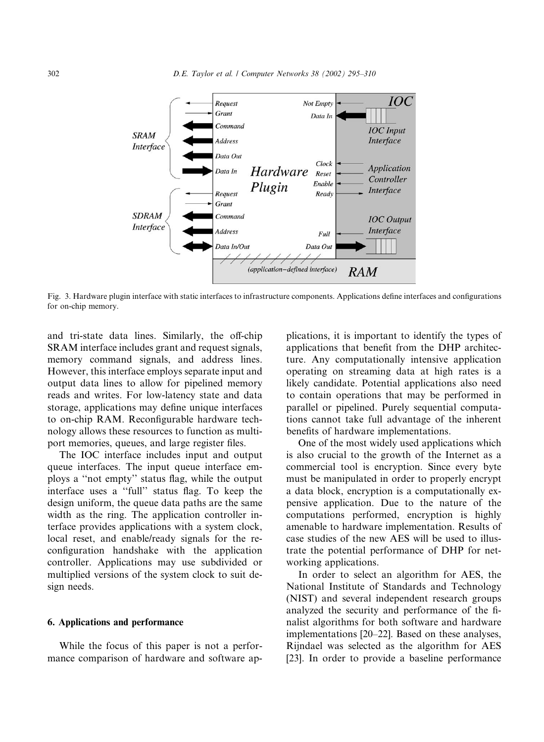SRAM Interface

SDRAM Interface

Request

Grant

Command

Address

Data Out

Data In

Request

Grant

Command

Address

Data In/Out

Hardware Plugin

Not Empty

Data In

Clock

Reset

Enable

Ready

Full

Data Out

IOC

IOC Input Interface

Application Controller Interface

IOC Output Interface

(application–defined interface)

RAM

Fig. 3. Hardware plugin interface with static interfaces to infrastructure components. Applications define interfaces and configurations for on-chip memory.

and tri-state data lines. Similarly, the off-chip SRAM interface includes grant and request signals, memory command signals, and address lines. However, this interface employs separate input and output data lines to allow for pipelined memory reads and writes. For low-latency state and data storage, applications may define unique interfaces to on-chip RAM. Reconfigurable hardware technology allows these resources to function as multiport memories, queues, and large register files.

The IOC interface includes input and output queue interfaces. The input queue interface employs a ''not empty'' status flag, while the output interface uses a ''full'' status flag. To keep the design uniform, the queue data paths are the same width as the ring. The application controller interface provides applications with a system clock, local reset, and enable/ready signals for the reconfiguration handshake with the application controller. Applications may use subdivided or multiplied versions of the system clock to suit design needs.

## 6. Applications and performance

While the focus of this paper is not a performance comparison of hardware and software applications, it is important to identify the types of applications that benefit from the DHP architecture. Any computationally intensive application operating on streaming data at high rates is a likely candidate. Potential applications also need to contain operations that may be performed in parallel or pipelined. Purely sequential computations cannot take full advantage of the inherent benefits of hardware implementations.

One of the most widely used applications which is also crucial to the growth of the Internet as a commercial tool is encryption. Since every byte must be manipulated in order to properly encrypt a data block, encryption is a computationally expensive application. Due to the nature of the computations performed, encryption is highly amenable to hardware implementation. Results of case studies of the new AES will be used to illustrate the potential performance of DHP for networking applications.

In order to select an algorithm for AES, the National Institute of Standards and Technology (NIST) and several independent research groups analyzed the security and performance of the finalist algorithms for both software and hardware implementations [20–22]. Based on these analyses, Rijndael was selected as the algorithm for AES [23]. In order to provide a baseline performance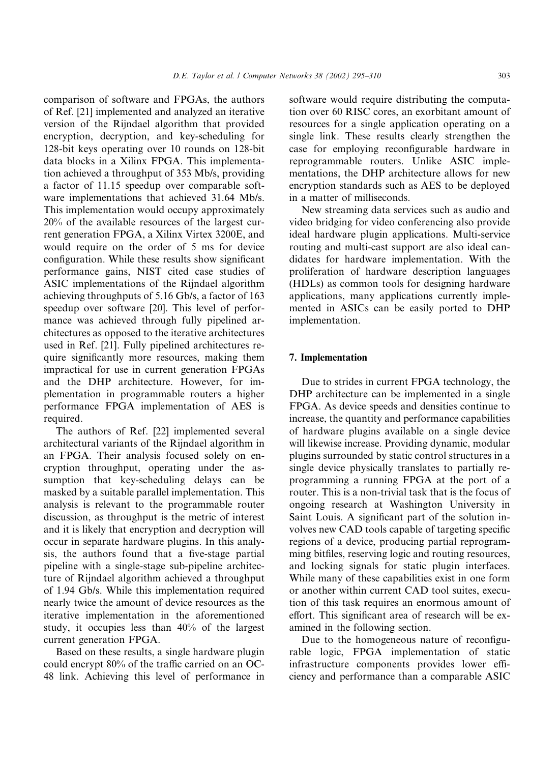comparison of software and FPGAs, the authors of Ref. [21] implemented and analyzed an iterative version of the Rijndael algorithm that provided encryption, decryption, and key-scheduling for 128-bit keys operating over 10 rounds on 128-bit data blocks in a Xilinx FPGA. This implementation achieved a throughput of 353 Mb/s, providing a factor of 11.15 speedup over comparable software implementations that achieved 31.64 Mb/s. This implementation would occupy approximately 20% of the available resources of the largest current generation FPGA, a Xilinx Virtex 3200E, and would require on the order of 5 ms for device configuration. While these results show significant performance gains, NIST cited case studies of ASIC implementations of the Rijndael algorithm achieving throughputs of 5.16 Gb/s, a factor of 163 speedup over software [20]. This level of performance was achieved through fully pipelined architectures as opposed to the iterative architectures used in Ref. [21]. Fully pipelined architectures require significantly more resources, making them impractical for use in current generation FPGAs and the DHP architecture. However, for implementation in programmable routers a higher performance FPGA implementation of AES is required.

The authors of Ref. [22] implemented several architectural variants of the Rijndael algorithm in an FPGA. Their analysis focused solely on encryption throughput, operating under the assumption that key-scheduling delays can be masked by a suitable parallel implementation. This analysis is relevant to the programmable router discussion, as throughput is the metric of interest and it is likely that encryption and decryption will occur in separate hardware plugins. In this analysis, the authors found that a five-stage partial pipeline with a single-stage sub-pipeline architecture of Rijndael algorithm achieved a throughput of 1.94 Gb/s. While this implementation required nearly twice the amount of device resources as the iterative implementation in the aforementioned study, it occupies less than 40% of the largest current generation FPGA.

Based on these results, a single hardware plugin could encrypt 80% of the traffic carried on an OC-48 link. Achieving this level of performance in software would require distributing the computation over 60 RISC cores, an exorbitant amount of resources for a single application operating on a single link. These results clearly strengthen the case for employing reconfigurable hardware in reprogrammable routers. Unlike ASIC implementations, the DHP architecture allows for new encryption standards such as AES to be deployed in a matter of milliseconds.

New streaming data services such as audio and video bridging for video conferencing also provide ideal hardware plugin applications. Multi-service routing and multi-cast support are also ideal candidates for hardware implementation. With the proliferation of hardware description languages (HDLs) as common tools for designing hardware applications, many applications currently implemented in ASICs can be easily ported to DHP implementation.

## 7. Implementation

Due to strides in current FPGA technology, the DHP architecture can be implemented in a single FPGA. As device speeds and densities continue to increase, the quantity and performance capabilities of hardware plugins available on a single device will likewise increase. Providing dynamic, modular plugins surrounded by static control structures in a single device physically translates to partially reprogramming a running FPGA at the port of a router. This is a non-trivial task that is the focus of ongoing research at Washington University in Saint Louis. A significant part of the solution involves new CAD tools capable of targeting specific regions of a device, producing partial reprogramming bitfiles, reserving logic and routing resources, and locking signals for static plugin interfaces. While many of these capabilities exist in one form or another within current CAD tool suites, execution of this task requires an enormous amount of effort. This significant area of research will be examined in the following section.

Due to the homogeneous nature of reconfigurable logic, FPGA implementation of static infrastructure components provides lower efficiency and performance than a comparable ASIC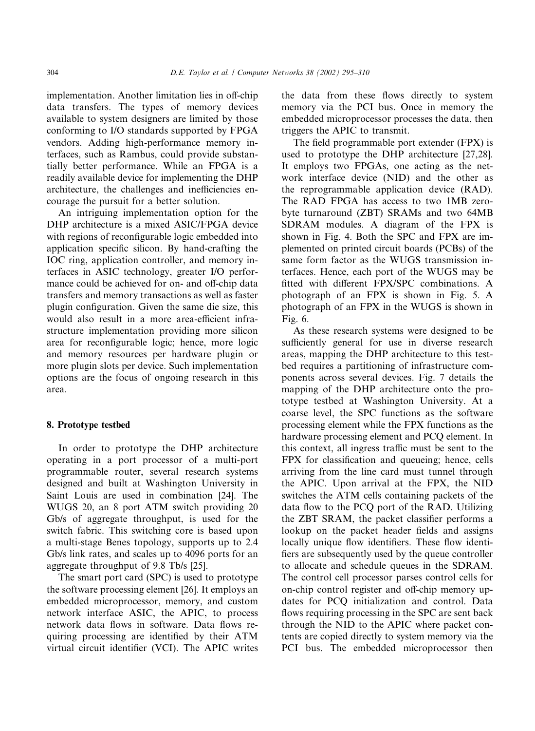implementation. Another limitation lies in off-chip data transfers. The types of memory devices available to system designers are limited by those conforming to I/O standards supported by FPGA vendors. Adding high-performance memory interfaces, such as Rambus, could provide substantially better performance. While an FPGA is a readily available device for implementing the DHP architecture, the challenges and inefficiencies encourage the pursuit for a better solution.

An intriguing implementation option for the DHP architecture is a mixed ASIC/FPGA device with regions of reconfigurable logic embedded into application specific silicon. By hand-crafting the IOC ring, application controller, and memory interfaces in ASIC technology, greater I/O performance could be achieved for on- and off-chip data transfers and memory transactions as well as faster plugin configuration. Given the same die size, this would also result in a more area-efficient infrastructure implementation providing more silicon area for reconfigurable logic; hence, more logic and memory resources per hardware plugin or more plugin slots per device. Such implementation options are the focus of ongoing research in this area.

## 8. Prototype testbed

In order to prototype the DHP architecture operating in a port processor of a multi-port programmable router, several research systems designed and built at Washington University in Saint Louis are used in combination [24]. The WUGS 20, an 8 port ATM switch providing 20 Gb/s of aggregate throughput, is used for the switch fabric. This switching core is based upon a multi-stage Benes topology, supports up to 2.4 Gb/s link rates, and scales up to 4096 ports for an aggregate throughput of 9.8 Tb/s [25].

The smart port card (SPC) is used to prototype the software processing element [26]. It employs an embedded microprocessor, memory, and custom network interface ASIC, the APIC, to process network data flows in software. Data flows requiring processing are identified by their ATM virtual circuit identifier (VCI). The APIC writes the data from these flows directly to system memory via the PCI bus. Once in memory the embedded microprocessor processes the data, then triggers the APIC to transmit.

The field programmable port extender (FPX) is used to prototype the DHP architecture [27,28]. It employs two FPGAs, one acting as the network interface device (NID) and the other as the reprogrammable application device (RAD). The RAD FPGA has access to two 1MB zero-byte turnaround (ZBT) SRAMs and two 64MB SDRAM modules. A diagram of the FPX is shown in Fig. 4. Both the SPC and FPX are implemented on printed circuit boards (PCBs) of the same form factor as the WUGS transmission interfaces. Hence, each port of the WUGS may be fitted with different FPX/SPC combinations. A photograph of an FPX is shown in Fig. 5. A photograph of an FPX in the WUGS is shown in Fig. 6.

As these research systems were designed to be sufficiently general for use in diverse research areas, mapping the DHP architecture to this testbed requires a partitioning of infrastructure components across several devices. Fig. 7 details the mapping of the DHP architecture onto the prototype testbed at Washington University. At a coarse level, the SPC functions as the software processing element while the FPX functions as the hardware processing element and PCQ element. In this context, all ingress traffic must be sent to the FPX for classification and queueing; hence, cells arriving from the line card must tunnel through the APIC. Upon arrival at the FPX, the NID switches the ATM cells containing packets of the data flow to the PCQ port of the RAD. Utilizing the ZBT SRAM, the packet classifier performs a lookup on the packet header fields and assigns locally unique flow identifiers. These flow identifiers are subsequently used by the queue controller to allocate and schedule queues in the SDRAM. The control cell processor parses control cells for on-chip control register and off-chip memory updates for PCQ initialization and control. Data flows requiring processing in the SPC are sent back through the NID to the APIC where packet contents are copied directly to system memory via the PCI bus. The embedded microprocessor then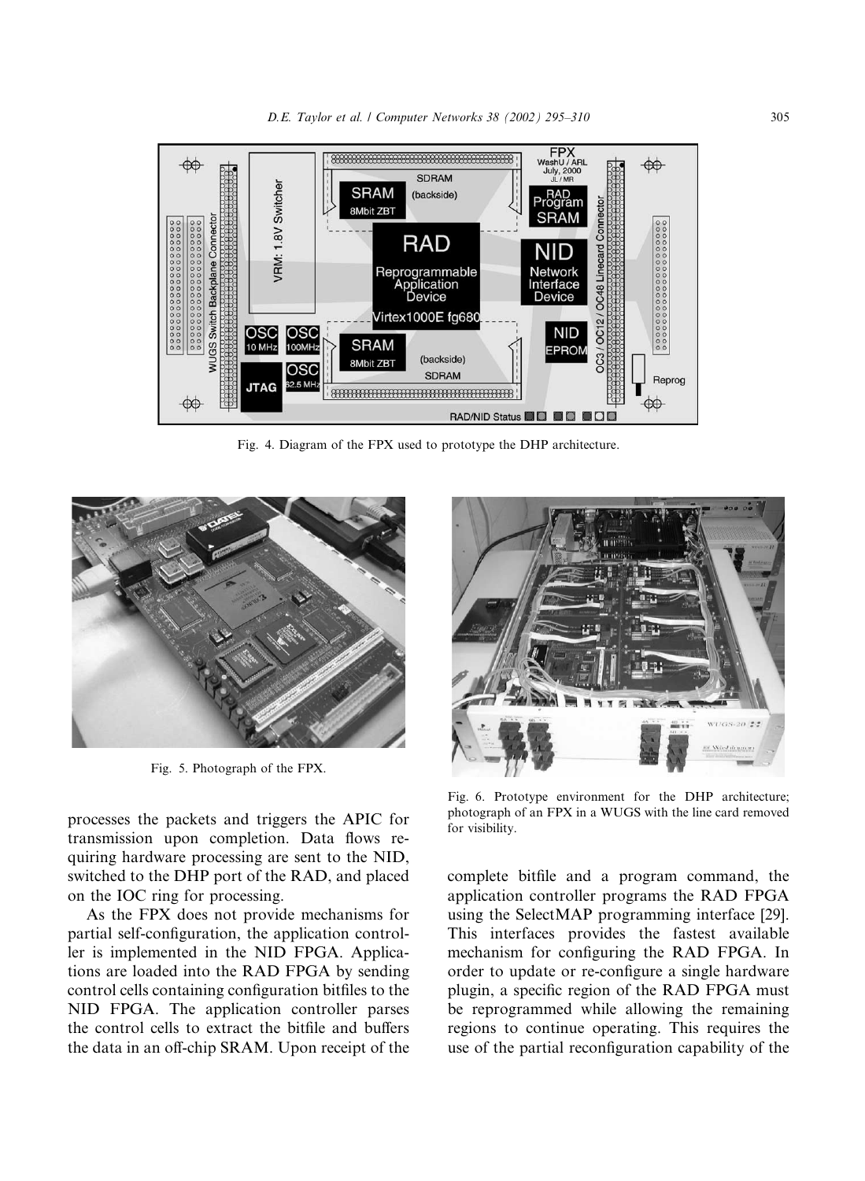Fig. 4. Diagram of the FPX used to prototype the DHP architecture.

Fig. 5. Photograph of the FPX.

Fig. 6. Prototype environment for the DHP architecture; photograph of an FPX in a WUGS with the line card removed for visibility.

processes the packets and triggers the APIC for transmission upon completion. Data flows requiring hardware processing are sent to the NID, switched to the DHP port of the RAD, and placed on the IOC ring for processing.

As the FPX does not provide mechanisms for partial self-configuration, the application controller is implemented in the NID FPGA. Applications are loaded into the RAD FPGA by sending control cells containing configuration bitfiles to the NID FPGA. The application controller parses the control cells to extract the bitfile and buffers the data in an off-chip SRAM. Upon receipt of the complete bitfile and a program command, the application controller programs the RAD FPGA using the SelectMAP programming interface [29]. This interfaces provides the fastest available mechanism for configuring the RAD FPGA. In order to update or re-configure a single hardware plugin, a specific region of the RAD FPGA must be reprogrammed while allowing the remaining regions to continue operating. This requires the use of the partial reconfiguration capability of the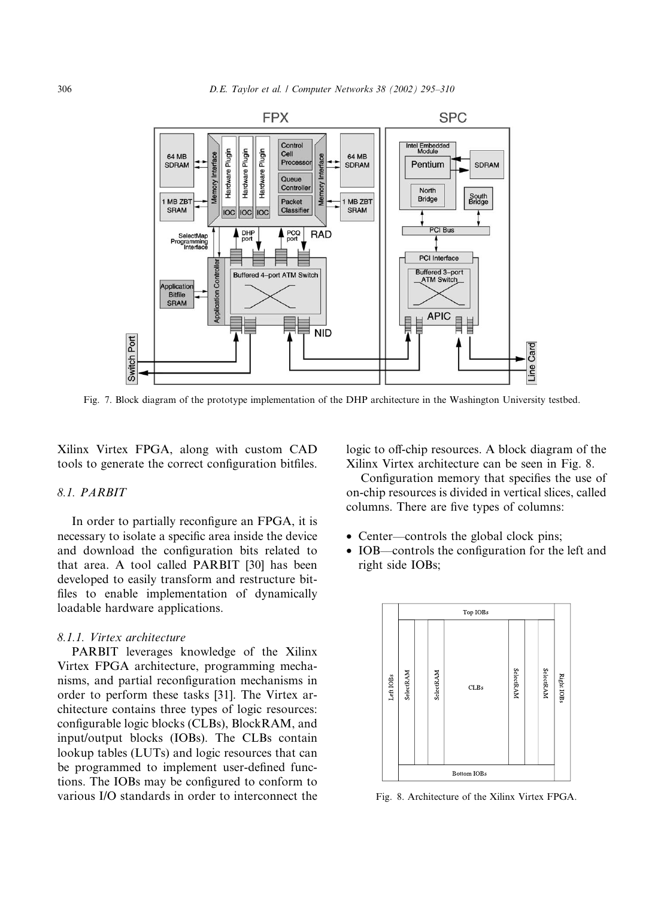Fig. 7. Block diagram of the prototype implementation of the DHP architecture in the Washington University testbed.

Xilinx Virtex FPGA, along with custom CAD tools to generate the correct configuration bitfiles.

### 8.1. PARBIT

In order to partially reconfigure an FPGA, it is necessary to isolate a specific area inside the device and download the configuration bits related to that area. A tool called PARBIT [30] has been developed to easily transform and restructure bitfiles to enable implementation of dynamically loadable hardware applications.

#### 8.1.1. Virtex architecture

PARBIT leverages knowledge of the Xilinx Virtex FPGA architecture, programming mechanisms, and partial reconfiguration mechanisms in order to perform these tasks [31]. The Virtex architecture contains three types of logic resources: configurable logic blocks (CLBs), BlockRAM, and input/output blocks (IOBs). The CLBs contain lookup tables (LUTs) and logic resources that can be programmed to implement user-defined functions. The IOBs may be configured to conform to various I/O standards in order to interconnect the logic to off-chip resources. A block diagram of the Xilinx Virtex architecture can be seen in Fig. 8.

Configuration memory that specifies the use of on-chip resources is divided in vertical slices, called columns. There are five types of columns:

- Center—controls the global clock pins;
- IOB—controls the configuration for the left and right side IOBs;

Fig. 8. Architecture of the Xilinx Virtex FPGA.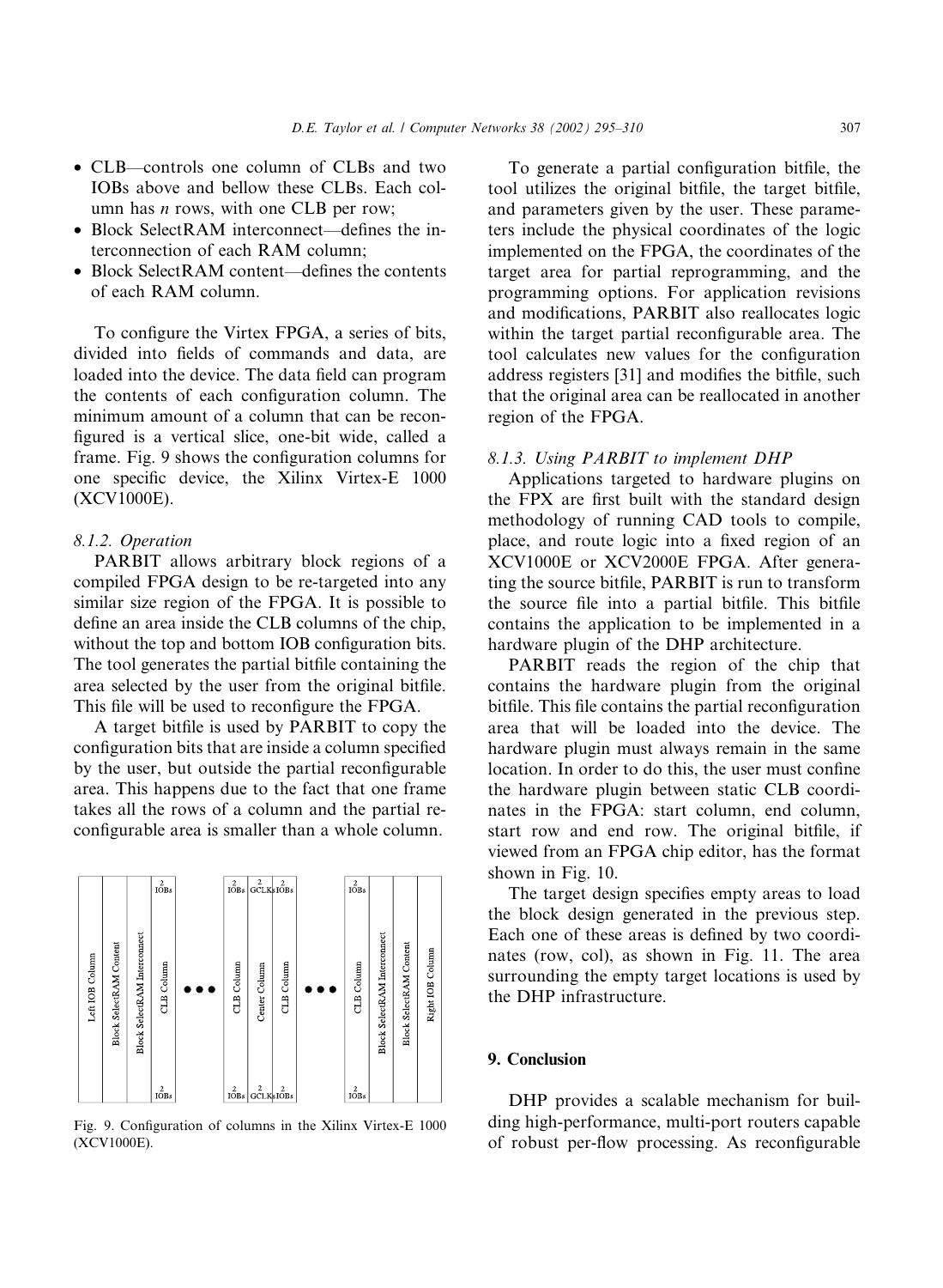- CLB—controls one column of CLBs and two IOBs above and bellow these CLBs. Each column has $n$ rows, with one CLB per row;
- Block SelectRAM interconnect—defines the interconnection of each RAM column;
- Block SelectRAM content—defines the contents of each RAM column.

To configure the Virtex FPGA, a series of bits, divided into fields of commands and data, are loaded into the device. The data field can program the contents of each configuration column. The minimum amount of a column that can be reconfigured is a vertical slice, one-bit wide, called a frame. Fig. 9 shows the configuration columns for one specific device, the Xilinx Virtex-E 1000 (XCV1000E).

| Left IOB Column | Block SelectRAM Content | Block SelectRAM Interconnect | CLB Column (2 IOBs top/bottom) | ••• | CLB Column (2 IOBs top/bottom) | Center Column (2 GCLKs top/bottom) | CLB Column (2 IOBs top/bottom) | ••• | CLB Column (2 IOBs top/bottom) | Block SelectRAM Interconnect | Block SelectRAM Content | Right IOB Column |
|---|---|---|---|---|---|---|---|---|---|---|---|---|

Fig. 9. Configuration of columns in the Xilinx Virtex-E 1000 (XCV1000E).

#### 8.1.2. Operation

PARBIT allows arbitrary block regions of a compiled FPGA design to be re-targeted into any similar size region of the FPGA. It is possible to define an area inside the CLB columns of the chip, without the top and bottom IOB configuration bits. The tool generates the partial bitfile containing the area selected by the user from the original bitfile. This file will be used to reconfigure the FPGA.

A target bitfile is used by PARBIT to copy the configuration bits that are inside a column specified by the user, but outside the partial reconfigurable area. This happens due to the fact that one frame takes all the rows of a column and the partial reconfigurable area is smaller than a whole column.

To generate a partial configuration bitfile, the tool utilizes the original bitfile, the target bitfile, and parameters given by the user. These parameters include the physical coordinates of the logic implemented on the FPGA, the coordinates of the target area for partial reprogramming, and the programming options. For application revisions and modifications, PARBIT also reallocates logic within the target partial reconfigurable area. The tool calculates new values for the configuration address registers [31] and modifies the bitfile, such that the original area can be reallocated in another region of the FPGA.

#### 8.1.3. Using PARBIT to implement DHP

Applications targeted to hardware plugins on the FPX are first built with the standard design methodology of running CAD tools to compile, place, and route logic into a fixed region of an XCV1000E or XCV2000E FPGA. After generating the source bitfile, PARBIT is run to transform the source file into a partial bitfile. This bitfile contains the application to be implemented in a hardware plugin of the DHP architecture.

PARBIT reads the region of the chip that contains the hardware plugin from the original bitfile. This file contains the partial reconfiguration area that will be loaded into the device. The hardware plugin must always remain in the same location. In order to do this, the user must confine the hardware plugin between static CLB coordinates in the FPGA: start column, end column, start row and end row. The original bitfile, if viewed from an FPGA chip editor, has the format shown in Fig. 10.

The target design specifies empty areas to load the block design generated in the previous step. Each one of these areas is defined by two coordinates (row, col), as shown in Fig. 11. The area surrounding the empty target locations is used by the DHP infrastructure.

## 9. Conclusion

DHP provides a scalable mechanism for building high-performance, multi-port routers capable of robust per-flow processing. As reconfigurable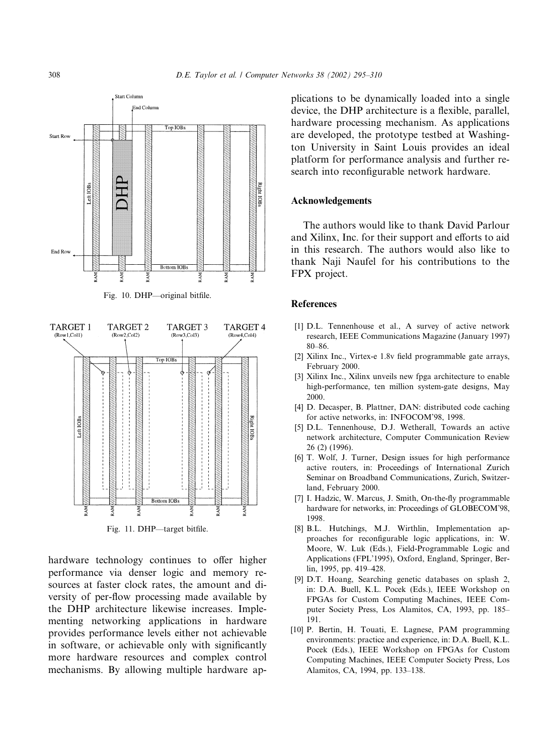Fig. 10. DHP—original bitfile.

Fig. 11. DHP—target bitfile.

hardware technology continues to offer higher performance via denser logic and memory resources at faster clock rates, the amount and diversity of per-flow processing made available by the DHP architecture likewise increases. Implementing networking applications in hardware provides performance levels either not achievable in software, or achievable only with significantly more hardware resources and complex control mechanisms. By allowing multiple hardware applications to be dynamically loaded into a single device, the DHP architecture is a flexible, parallel, hardware processing mechanism. As applications are developed, the prototype testbed at Washington University in Saint Louis provides an ideal platform for performance analysis and further research into reconfigurable network hardware.

## Acknowledgements

The authors would like to thank David Parlour and Xilinx, Inc. for their support and efforts to aid in this research. The authors would also like to thank Naji Naufel for his contributions to the FPX project.

## References

[1] D.L. Tennenhouse et al., A survey of active network research, IEEE Communications Magazine (January 1997) 80–86.

[2] Xilinx Inc., Virtex-e 1.8v field programmable gate arrays, February 2000.

[3] Xilinx Inc., Xilinx unveils new fpga architecture to enable high-performance, ten million system-gate designs, May 2000.

[4] D. Decasper, B. Plattner, DAN: distributed code caching for active networks, in: INFOCOM'98, 1998.

[5] D.L. Tennenhouse, D.J. Wetherall, Towards an active network architecture, Computer Communication Review 26 (2) (1996).

[6] T. Wolf, J. Turner, Design issues for high performance active routers, in: Proceedings of International Zurich Seminar on Broadband Communications, Zurich, Switzerland, February 2000.

[7] I. Hadzic, W. Marcus, J. Smith, On-the-fly programmable hardware for networks, in: Proceedings of GLOBECOM'98, 1998.

[8] B.L. Hutchings, M.J. Wirthlin, Implementation approaches for reconfigurable logic applications, in: W. Moore, W. Luk (Eds.), Field-Programmable Logic and Applications (FPL'1995), Oxford, England, Springer, Berlin, 1995, pp. 419–428.

[9] D.T. Hoang, Searching genetic databases on splash 2, in: D.A. Buell, K.L. Pocek (Eds.), IEEE Workshop on FPGAs for Custom Computing Machines, IEEE Computer Society Press, Los Alamitos, CA, 1993, pp. 185–191.

[10] P. Bertin, H. Touati, E. Lagnese, PAM programming environments: practice and experience, in: D.A. Buell, K.L. Pocek (Eds.), IEEE Workshop on FPGAs for Custom Computing Machines, IEEE Computer Society Press, Los Alamitos, CA, 1994, pp. 133–138.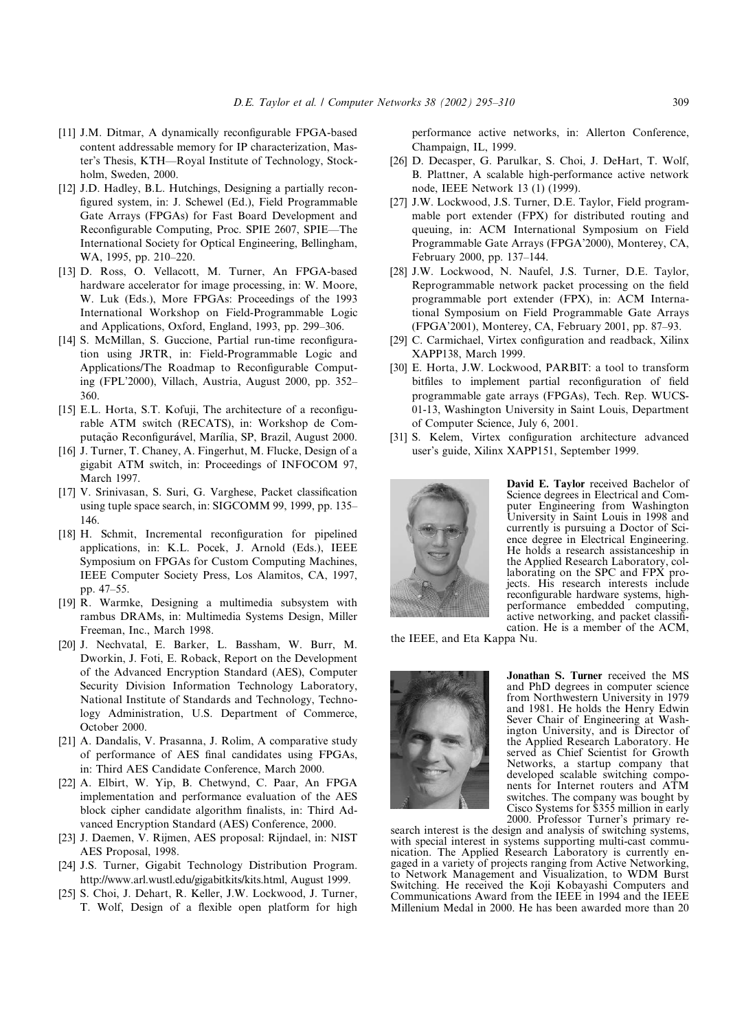[11] J.M. Ditmar, A dynamically reconfigurable FPGA-based content addressable memory for IP characterization, Master's Thesis, KTH—Royal Institute of Technology, Stockholm, Sweden, 2000.

[12] J.D. Hadley, B.L. Hutchings, Designing a partially reconfigured system, in: J. Schewel (Ed.), Field Programmable Gate Arrays (FPGAs) for Fast Board Development and Reconfigurable Computing, Proc. SPIE 2607, SPIE—The International Society for Optical Engineering, Bellingham, WA, 1995, pp. 210–220.

[13] D. Ross, O. Vellacott, M. Turner, An FPGA-based hardware accelerator for image processing, in: W. Moore, W. Luk (Eds.), More FPGAs: Proceedings of the 1993 International Workshop on Field-Programmable Logic and Applications, Oxford, England, 1993, pp. 299–306.

[14] S. McMillan, S. Guccione, Partial run-time reconfiguration using JRTR, in: Field-Programmable Logic and Applications/The Roadmap to Reconfigurable Computing (FPL'2000), Villach, Austria, August 2000, pp. 352–360.

[15] E.L. Horta, S.T. Kofuji, The architecture of a reconfigurable ATM switch (RECATS), in: Workshop de Computação Reconfigurável, Marília, SP, Brazil, August 2000.

[16] J. Turner, T. Chaney, A. Fingerhut, M. Flucke, Design of a gigabit ATM switch, in: Proceedings of INFOCOM 97, March 1997.

[17] V. Srinivasan, S. Suri, G. Varghese, Packet classification using tuple space search, in: SIGCOMM 99, 1999, pp. 135–146.

[18] H. Schmit, Incremental reconfiguration for pipelined applications, in: K.L. Pocek, J. Arnold (Eds.), IEEE Symposium on FPGAs for Custom Computing Machines, IEEE Computer Society Press, Los Alamitos, CA, 1997, pp. 47–55.

[19] R. Warmke, Designing a multimedia subsystem with rambus DRAMs, in: Multimedia Systems Design, Miller Freeman, Inc., March 1998.

[20] J. Nechvatal, E. Barker, L. Bassham, W. Burr, M. Dworkin, J. Foti, E. Roback, Report on the Development of the Advanced Encryption Standard (AES), Computer Security Division Information Technology Laboratory, National Institute of Standards and Technology, Technology Administration, U.S. Department of Commerce, October 2000.

[21] A. Dandalis, V. Prasanna, J. Rolim, A comparative study of performance of AES final candidates using FPGAs, in: Third AES Candidate Conference, March 2000.

[22] A. Elbirt, W. Yip, B. Chetwynd, C. Paar, An FPGA implementation and performance evaluation of the AES block cipher candidate algorithm finalists, in: Third Advanced Encryption Standard (AES) Conference, 2000.

[23] J. Daemen, V. Rijmen, AES proposal: Rijndael, in: NIST AES Proposal, 1998.

[24] J.S. Turner, Gigabit Technology Distribution Program. http://www.arl.wustl.edu/gigabitkits/kits.html, August 1999.

[25] S. Choi, J. Dehart, R. Keller, J.W. Lockwood, J. Turner, T. Wolf, Design of a flexible open platform for high performance active networks, in: Allerton Conference, Champaign, IL, 1999.

[26] D. Decasper, G. Parulkar, S. Choi, J. DeHart, T. Wolf, B. Plattner, A scalable high-performance active network node, IEEE Network 13 (1) (1999).

[27] J.W. Lockwood, J.S. Turner, D.E. Taylor, Field programmable port extender (FPX) for distributed routing and queuing, in: ACM International Symposium on Field Programmable Gate Arrays (FPGA'2000), Monterey, CA, February 2000, pp. 137–144.

[28] J.W. Lockwood, N. Naufel, J.S. Turner, D.E. Taylor, Reprogrammable network packet processing on the field programmable port extender (FPX), in: ACM International Symposium on Field Programmable Gate Arrays (FPGA'2001), Monterey, CA, February 2001, pp. 87–93.

[29] C. Carmichael, Virtex configuration and readback, Xilinx XAPP138, March 1999.

[30] E. Horta, J.W. Lockwood, PARBIT: a tool to transform bitfiles to implement partial reconfiguration of field programmable gate arrays (FPGAs), Tech. Rep. WUCS-01-13, Washington University in Saint Louis, Department of Computer Science, July 6, 2001.

[31] S. Kelem, Virtex configuration architecture advanced user's guide, Xilinx XAPP151, September 1999.

**David E. Taylor** received Bachelor of Science degrees in Electrical and Computer Engineering from Washington University in Saint Louis in 1998 and currently is pursuing a Doctor of Science degree in Electrical Engineering. He holds a research assistanceship in the Applied Research Laboratory, collaborating on the SPC and FPX projects. His research interests include reconfigurable hardware systems, high-performance embedded computing, active networking, and packet classification. He is a member of the ACM, the IEEE, and Eta Kappa Nu.

**Jonathan S. Turner** received the MS and PhD degrees in computer science from Northwestern University in 1979 and 1981. He holds the Henry Edwin Sever Chair of Engineering at Washington University, and is Director of the Applied Research Laboratory. He served as Chief Scientist for Growth Networks, a startup company that developed scalable switching components for Internet routers and ATM switches. The company was bought by Cisco Systems for $355 million in early 2000. Professor Turner's primary research interest is the design and analysis of switching systems, with special interest in systems supporting multi-cast communication. The Applied Research Laboratory is currently engaged in a variety of projects ranging from Active Networking, to Network Management and Visualization, to WDM Burst Switching. He received the Koji Kobayashi Computers and Communications Award from the IEEE in 1994 and the IEEE Millenium Medal in 2000. He has been awarded more than 20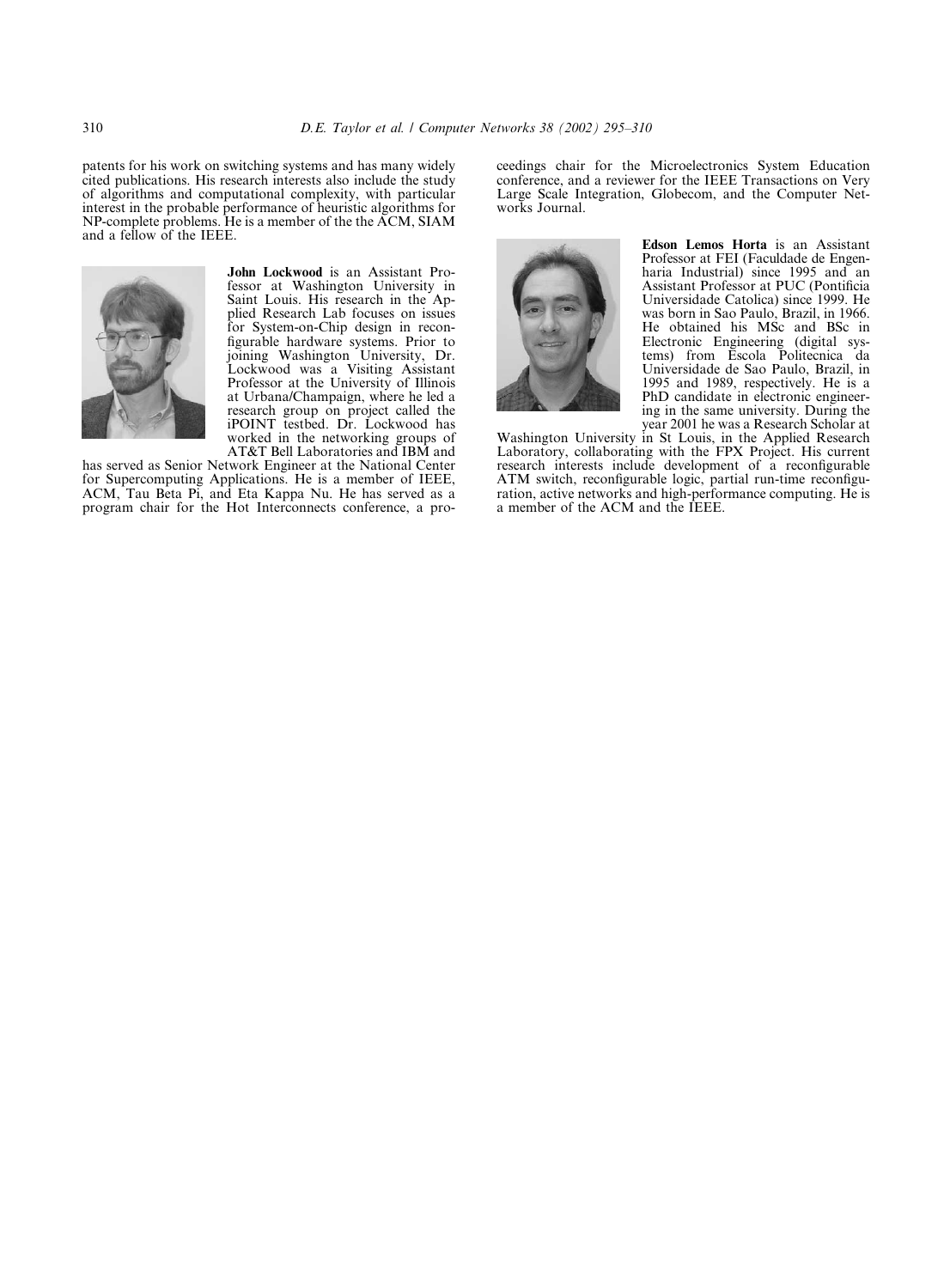patents for his work on switching systems and has many widely cited publications. His research interests also include the study of algorithms and computational complexity, with particular interest in the probable performance of heuristic algorithms for NP-complete problems. He is a member of the the ACM, SIAM and a fellow of the IEEE.

**John Lockwood** is an Assistant Professor at Washington University in Saint Louis. His research in the Applied Research Lab focuses on issues for System-on-Chip design in reconfigurable hardware systems. Prior to joining Washington University, Dr. Lockwood was a Visiting Assistant Professor at the University of Illinois at Urbana/Champaign, where he led a research group on project called the iPOINT testbed. Dr. Lockwood has worked in the networking groups of AT&T Bell Laboratories and IBM and has served as Senior Network Engineer at the National Center for Supercomputing Applications. He is a member of IEEE, ACM, Tau Beta Pi, and Eta Kappa Nu. He has served as a program chair for the Hot Interconnects conference, a proceedings chair for the Microelectronics System Education conference, and a reviewer for the IEEE Transactions on Very Large Scale Integration, Globecom, and the Computer Networks Journal.

**Edson Lemos Horta** is an Assistant Professor at FEI (Faculdade de Engenharia Industrial) since 1995 and an Assistant Professor at PUC (Pontificia Universidade Catolica) since 1999. He was born in Sao Paulo, Brazil, in 1966. He obtained his MSc and BSc in Electronic Engineering (digital systems) from Escola Politecnica da Universidade de Sao Paulo, Brazil, in 1995 and 1989, respectively. He is a PhD candidate in electronic engineering in the same university. During the year 2001 he was a Research Scholar at Washington University in St Louis, in the Applied Research Laboratory, collaborating with the FPX Project. His current research interests include development of a reconfigurable ATM switch, reconfigurable logic, partial run-time reconfiguration, active networks and high-performance computing. He is a member of the ACM and the IEEE.